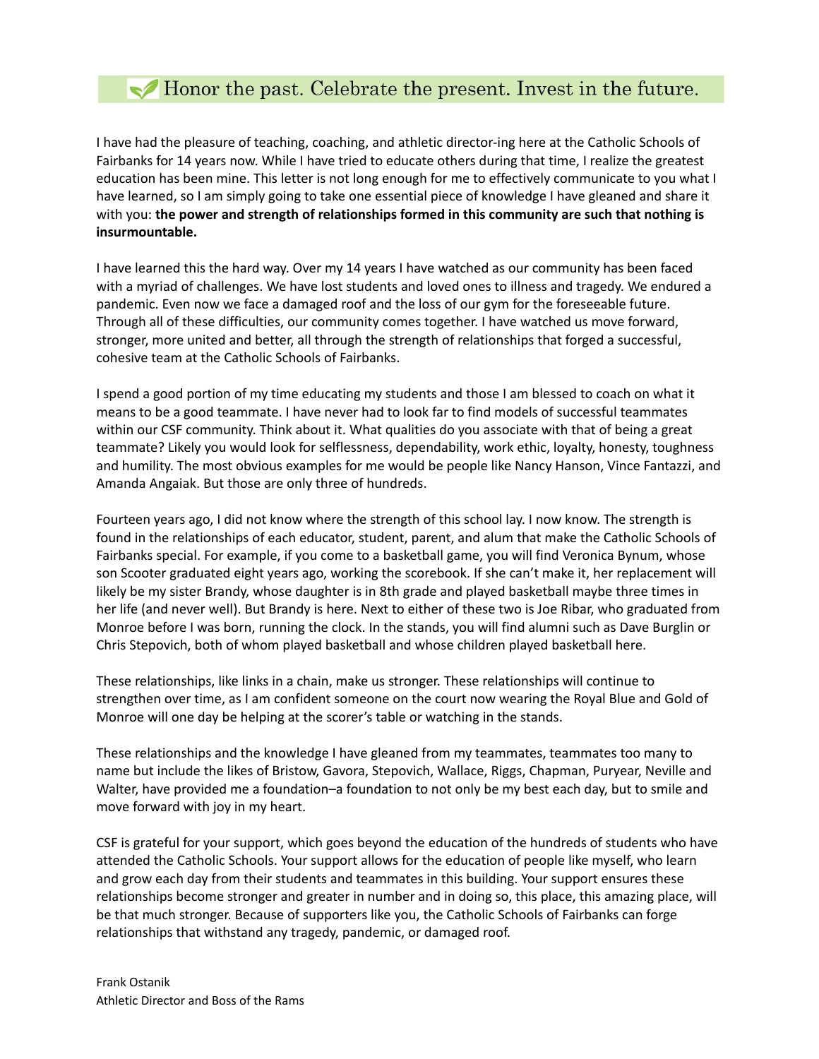# Honor the past. Celebrate the present. Invest in the future.

I have had the pleasure of teaching, coaching, and athletic director-ing here at the Catholic Schools of Fairbanks for 14 years now. While I have tried to educate others during that time, I realize the greatest education has been mine. This letter is not long enough for me to effectively communicate to you what I have learned, so I am simply going to take one essential piece of knowledge I have gleaned and share it with you: **the power and strength of relationships formed in this community are such that nothing is insurmountable.**

I have learned this the hard way. Over my 14 years I have watched as our community has been faced with a myriad of challenges. We have lost students and loved ones to illness and tragedy. We endured a pandemic. Even now we face a damaged roof and the loss of our gym for the foreseeable future. Through all of these difficulties, our community comes together. I have watched us move forward, stronger, more united and better, all through the strength of relationships that forged a successful, cohesive team at the Catholic Schools of Fairbanks.

I spend a good portion of my time educating my students and those I am blessed to coach on what it means to be a good teammate. I have never had to look far to find models of successful teammates within our CSF community. Think about it. What qualities do you associate with that of being a great teammate? Likely you would look for selflessness, dependability, work ethic, loyalty, honesty, toughness and humility. The most obvious examples for me would be people like Nancy Hanson, Vince Fantazzi, and Amanda Angaiak. But those are only three of hundreds.

Fourteen years ago, I did not know where the strength of this school lay. I now know. The strength is found in the relationships of each educator, student, parent, and alum that make the Catholic Schools of Fairbanks special. For example, if you come to a basketball game, you will find Veronica Bynum, whose son Scooter graduated eight years ago, working the scorebook. If she can't make it, her replacement will likely be my sister Brandy, whose daughter is in 8th grade and played basketball maybe three times in her life (and never well). But Brandy is here. Next to either of these two is Joe Ribar, who graduated from Monroe before I was born, running the clock. In the stands, you will find alumni such as Dave Burglin or Chris Stepovich, both of whom played basketball and whose children played basketball here.

These relationships, like links in a chain, make us stronger. These relationships will continue to strengthen over time, as I am confident someone on the court now wearing the Royal Blue and Gold of Monroe will one day be helping at the scorer's table or watching in the stands.

These relationships and the knowledge I have gleaned from my teammates, teammates too many to name but include the likes of Bristow, Gavora, Stepovich, Wallace, Riggs, Chapman, Puryear, Neville and Walter, have provided me a foundation–a foundation to not only be my best each day, but to smile and move forward with joy in my heart.

CSF is grateful for your support, which goes beyond the education of the hundreds of students who have attended the Catholic Schools. Your support allows for the education of people like myself, who learn and grow each day from their students and teammates in this building. Your support ensures these relationships become stronger and greater in number and in doing so, this place, this amazing place, will be that much stronger. Because of supporters like you, the Catholic Schools of Fairbanks can forge relationships that withstand any tragedy, pandemic, or damaged roof.

Frank Ostanik
Athletic Director and Boss of the Rams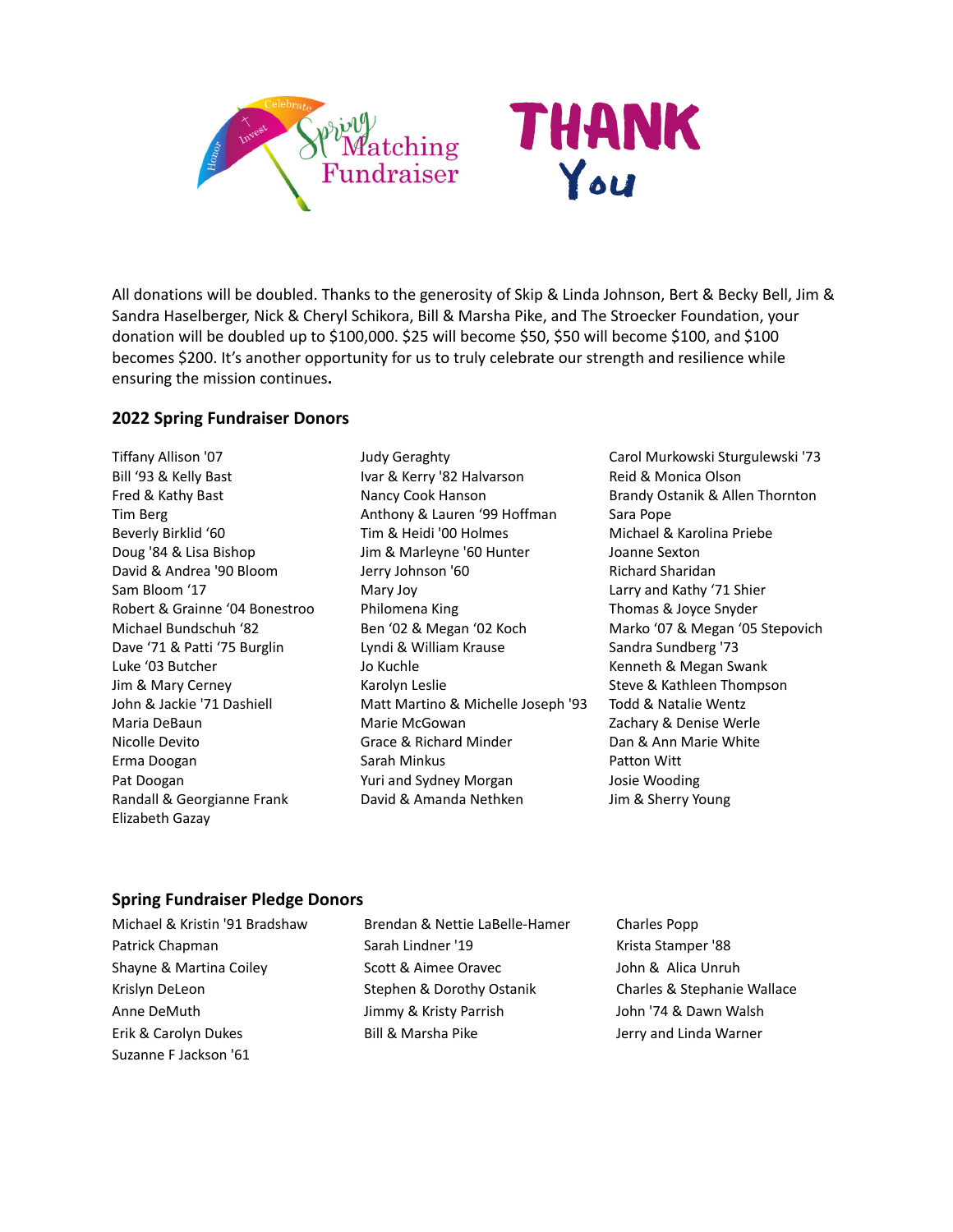Celebrate Invest Honor Spring Matching Fundraiser

THANK You

All donations will be doubled. Thanks to the generosity of Skip & Linda Johnson, Bert & Becky Bell, Jim & Sandra Haselberger, Nick & Cheryl Schikora, Bill & Marsha Pike, and The Stroecker Foundation, your donation will be doubled up to $100,000. $25 will become $50, $50 will become $100, and $100 becomes $200. It's another opportunity for us to truly celebrate our strength and resilience while ensuring the mission continues.

## 2022 Spring Fundraiser Donors

Tiffany Allison '07
Bill '93 & Kelly Bast
Fred & Kathy Bast
Tim Berg
Beverly Birklid '60
Doug '84 & Lisa Bishop
David & Andrea '90 Bloom
Sam Bloom '17
Robert & Grainne '04 Bonestroo
Michael Bundschuh '82
Dave '71 & Patti '75 Burglin
Luke '03 Butcher
Jim & Mary Cerney
John & Jackie '71 Dashiell
Maria DeBaun
Nicolle Devito
Erma Doogan
Pat Doogan
Randall & Georgianne Frank
Elizabeth Gazay
Judy Geraghty
Ivar & Kerry '82 Halvarson
Nancy Cook Hanson
Anthony & Lauren '99 Hoffman
Tim & Heidi '00 Holmes
Jim & Marleyne '60 Hunter
Jerry Johnson '60
Mary Joy
Philomena King
Ben '02 & Megan '02 Koch
Lyndi & William Krause
Jo Kuchle
Karolyn Leslie
Matt Martino & Michelle Joseph '93
Marie McGowan
Grace & Richard Minder
Sarah Minkus
Yuri and Sydney Morgan
David & Amanda Nethken
Carol Murkowski Sturgulewski '73
Reid & Monica Olson
Brandy Ostanik & Allen Thornton
Sara Pope
Michael & Karolina Priebe
Joanne Sexton
Richard Sharidan
Larry and Kathy '71 Shier
Thomas & Joyce Snyder
Marko '07 & Megan '05 Stepovich
Sandra Sundberg '73
Kenneth & Megan Swank
Steve & Kathleen Thompson
Todd & Natalie Wentz
Zachary & Denise Werle
Dan & Ann Marie White
Patton Witt
Josie Wooding
Jim & Sherry Young

## Spring Fundraiser Pledge Donors

Michael & Kristin '91 Bradshaw
Patrick Chapman
Shayne & Martina Coiley
Krislyn DeLeon
Anne DeMuth
Erik & Carolyn Dukes
Suzanne F Jackson '61
Brendan & Nettie LaBelle-Hamer
Sarah Lindner '19
Scott & Aimee Oravec
Stephen & Dorothy Ostanik
Jimmy & Kristy Parrish
Bill & Marsha Pike
Charles Popp
Krista Stamper '88
John & Alica Unruh
Charles & Stephanie Wallace
John '74 & Dawn Walsh
Jerry and Linda Warner